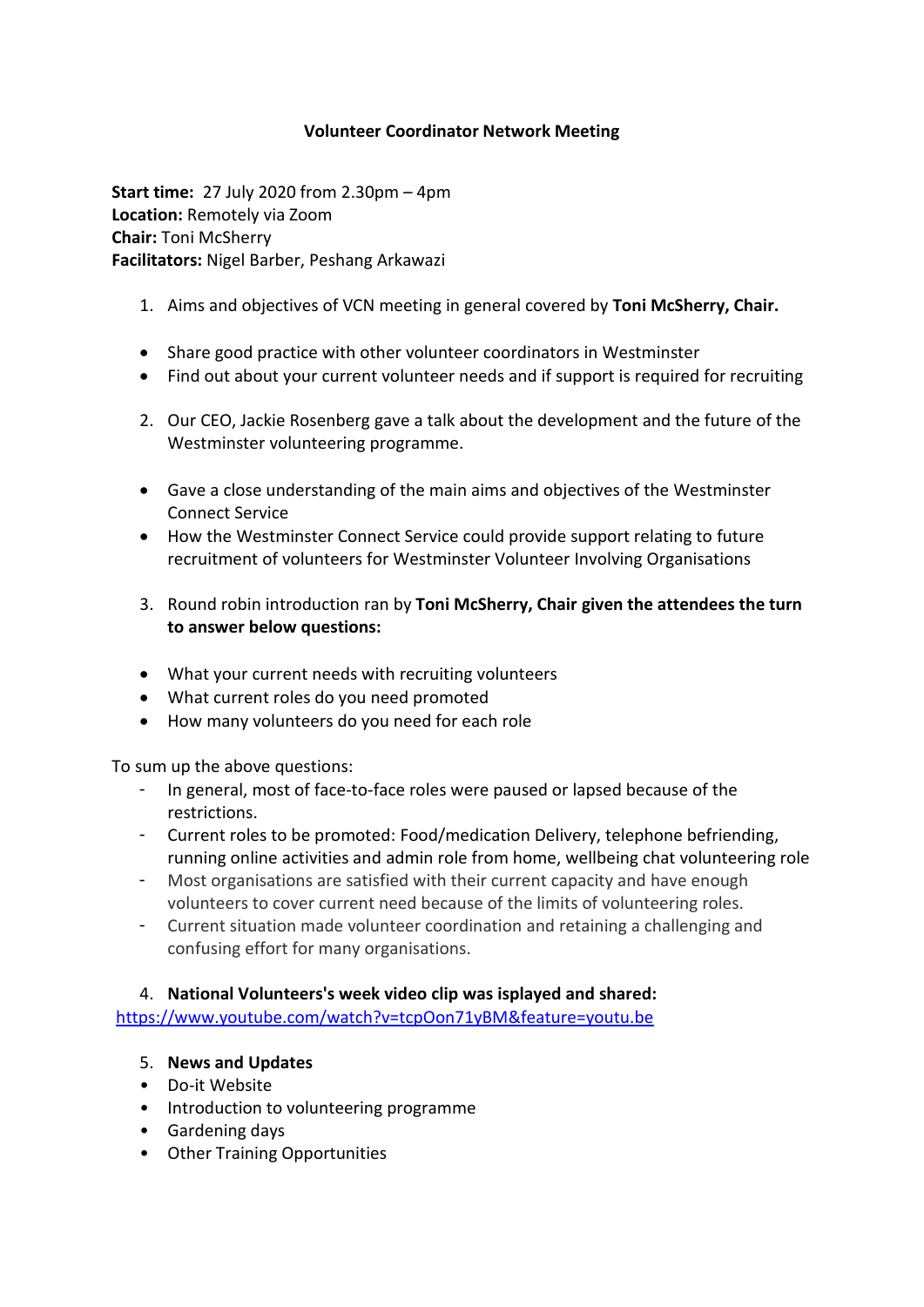**Volunteer Coordinator Network Meeting**

**Start time:** 27 July 2020 from 2.30pm – 4pm
**Location:** Remotely via Zoom
**Chair:** Toni McSherry
**Facilitators:** Nigel Barber, Peshang Arkawazi

1. Aims and objectives of VCN meeting in general covered by **Toni McSherry, Chair.**

- Share good practice with other volunteer coordinators in Westminster
- Find out about your current volunteer needs and if support is required for recruiting

2. Our CEO, Jackie Rosenberg gave a talk about the development and the future of the Westminster volunteering programme.

- Gave a close understanding of the main aims and objectives of the Westminster Connect Service
- How the Westminster Connect Service could provide support relating to future recruitment of volunteers for Westminster Volunteer Involving Organisations

3. Round robin introduction ran by **Toni McSherry, Chair given the attendees the turn to answer below questions:**

- What your current needs with recruiting volunteers
- What current roles do you need promoted
- How many volunteers do you need for each role

To sum up the above questions:

- In general, most of face-to-face roles were paused or lapsed because of the restrictions.
- Current roles to be promoted: Food/medication Delivery, telephone befriending, running online activities and admin role from home, wellbeing chat volunteering role
- Most organisations are satisfied with their current capacity and have enough volunteers to cover current need because of the limits of volunteering roles.
- Current situation made volunteer coordination and retaining a challenging and confusing effort for many organisations.

4. **National Volunteers's week video clip was isplayed and shared:**

https://www.youtube.com/watch?v=tcpOon71yBM&feature=youtu.be

5. **News and Updates**

- Do-it Website
- Introduction to volunteering programme
- Gardening days
- Other Training Opportunities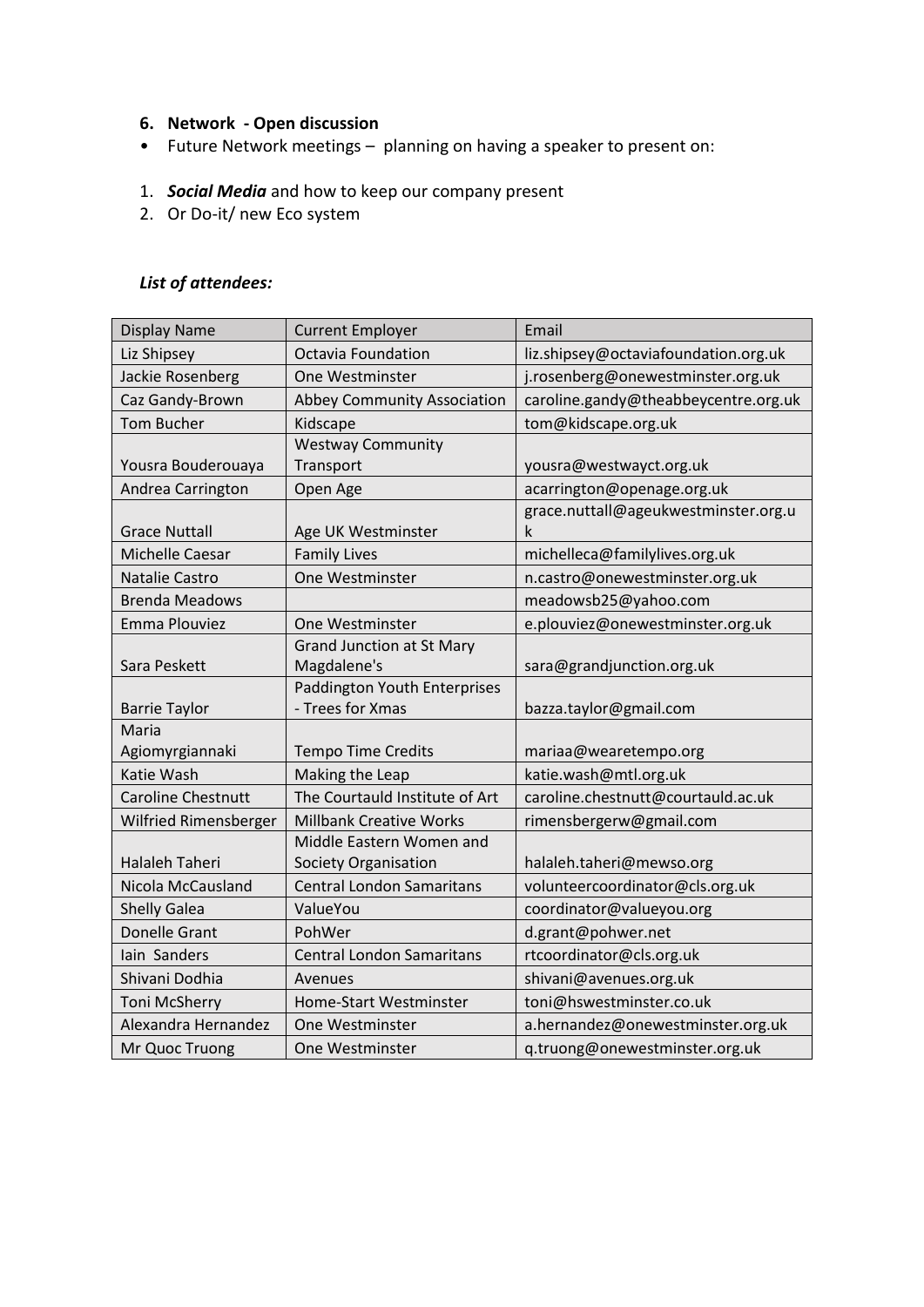6. **Network - Open discussion**

- Future Network meetings – planning on having a speaker to present on:

1. ***Social Media*** and how to keep our company present
2. Or Do-it/ new Eco system

***List of attendees:***

| Display Name | Current Employer | Email |
|---|---|---|
| Liz Shipsey | Octavia Foundation | liz.shipsey@octaviafoundation.org.uk |
| Jackie Rosenberg | One Westminster | j.rosenberg@onewestminster.org.uk |
| Caz Gandy-Brown | Abbey Community Association | caroline.gandy@theabbeycentre.org.uk |
| Tom Bucher | Kidscape | tom@kidscape.org.uk |
| Yousra Bouderouaya | Westway Community Transport | yousra@westwayct.org.uk |
| Andrea Carrington | Open Age | acarrington@openage.org.uk |
| Grace Nuttall | Age UK Westminster | grace.nuttall@ageukwestminster.org.uk |
| Michelle Caesar | Family Lives | michelleca@familylives.org.uk |
| Natalie Castro | One Westminster | n.castro@onewestminster.org.uk |
| Brenda Meadows | | meadowsb25@yahoo.com |
| Emma Plouviez | One Westminster | e.plouviez@onewestminster.org.uk |
| Sara Peskett | Grand Junction at St Mary Magdalene's | sara@grandjunction.org.uk |
| Barrie Taylor | Paddington Youth Enterprises - Trees for Xmas | bazza.taylor@gmail.com |
| Maria Agiomyrgiannaki | Tempo Time Credits | mariaa@wearetempo.org |
| Katie Wash | Making the Leap | katie.wash@mtl.org.uk |
| Caroline Chestnutt | The Courtauld Institute of Art | caroline.chestnutt@courtauld.ac.uk |
| Wilfried Rimensberger | Millbank Creative Works | rimensbergerw@gmail.com |
| Halaleh Taheri | Middle Eastern Women and Society Organisation | halaleh.taheri@mewso.org |
| Nicola McCausland | Central London Samaritans | volunteercoordinator@cls.org.uk |
| Shelly Galea | ValueYou | coordinator@valueyou.org |
| Donelle Grant | PohWer | d.grant@pohwer.net |
| Iain Sanders | Central London Samaritans | rtcoordinator@cls.org.uk |
| Shivani Dodhia | Avenues | shivani@avenues.org.uk |
| Toni McSherry | Home-Start Westminster | toni@hswestminster.co.uk |
| Alexandra Hernandez | One Westminster | a.hernandez@onewestminster.org.uk |
| Mr Quoc Truong | One Westminster | q.truong@onewestminster.org.uk |